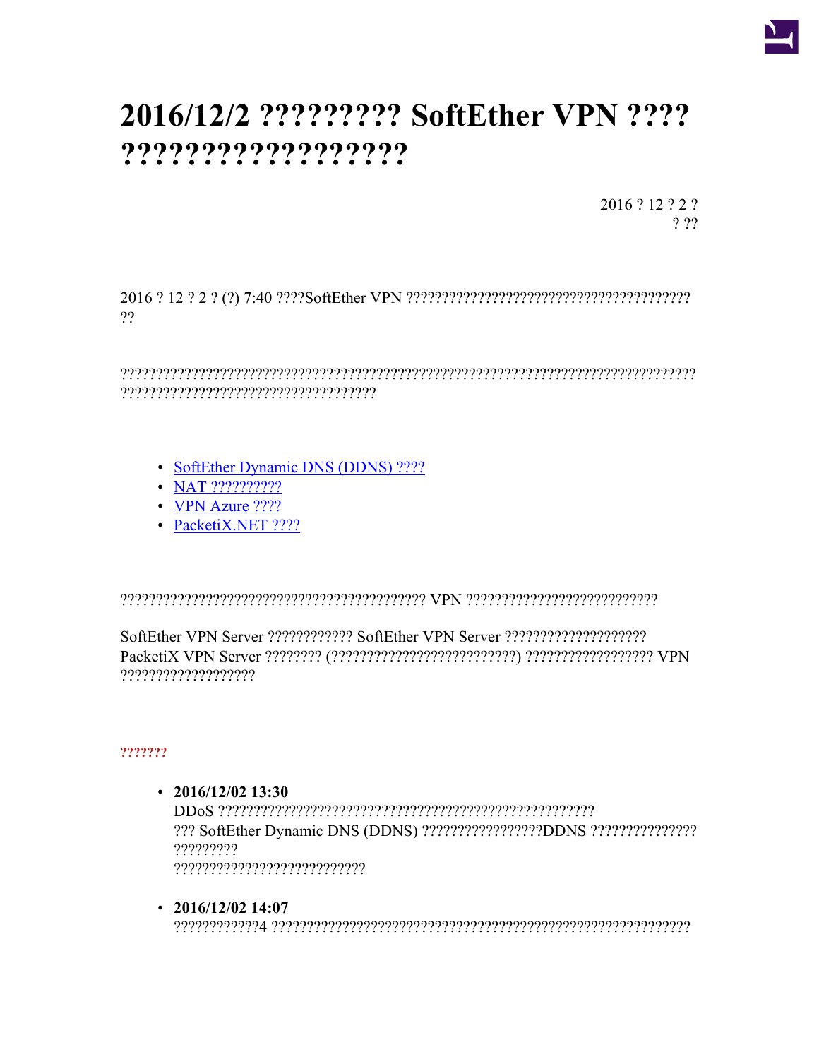# 2016/12/2 ????????? SoftEther VPN ???? ?????????????????

2016 ? 12 ? 2 ?
? ??

2016 ? 12 ? 2 ? (?) 7:40 ????SoftEther VPN ?????????????????????????????????????????
??

?????????????????????????????????????????????????????????????????????????????????
????????????????????????????????????

- SoftEther Dynamic DNS (DDNS) ????
- NAT ??????????
- VPN Azure ????
- PacketiX.NET ????

?????????????????????????????????????????? VPN ???????????????????????????

SoftEther VPN Server ???????????? SoftEther VPN Server ????????????????????
PacketiX VPN Server ???????? (??????????????????????????) ?????????????????? VPN
???????????????????

**???????**

- **2016/12/02 13:30**
  DDoS ?????????????????????????????????????????????????????
  ??? SoftEther Dynamic DNS (DDNS) ?????????????????DDNS ???????????????
  ?????????
  ????????????????????????????

- **2016/12/02 14:07**
  ????????????4 ???????????????????????????????????????????????????????????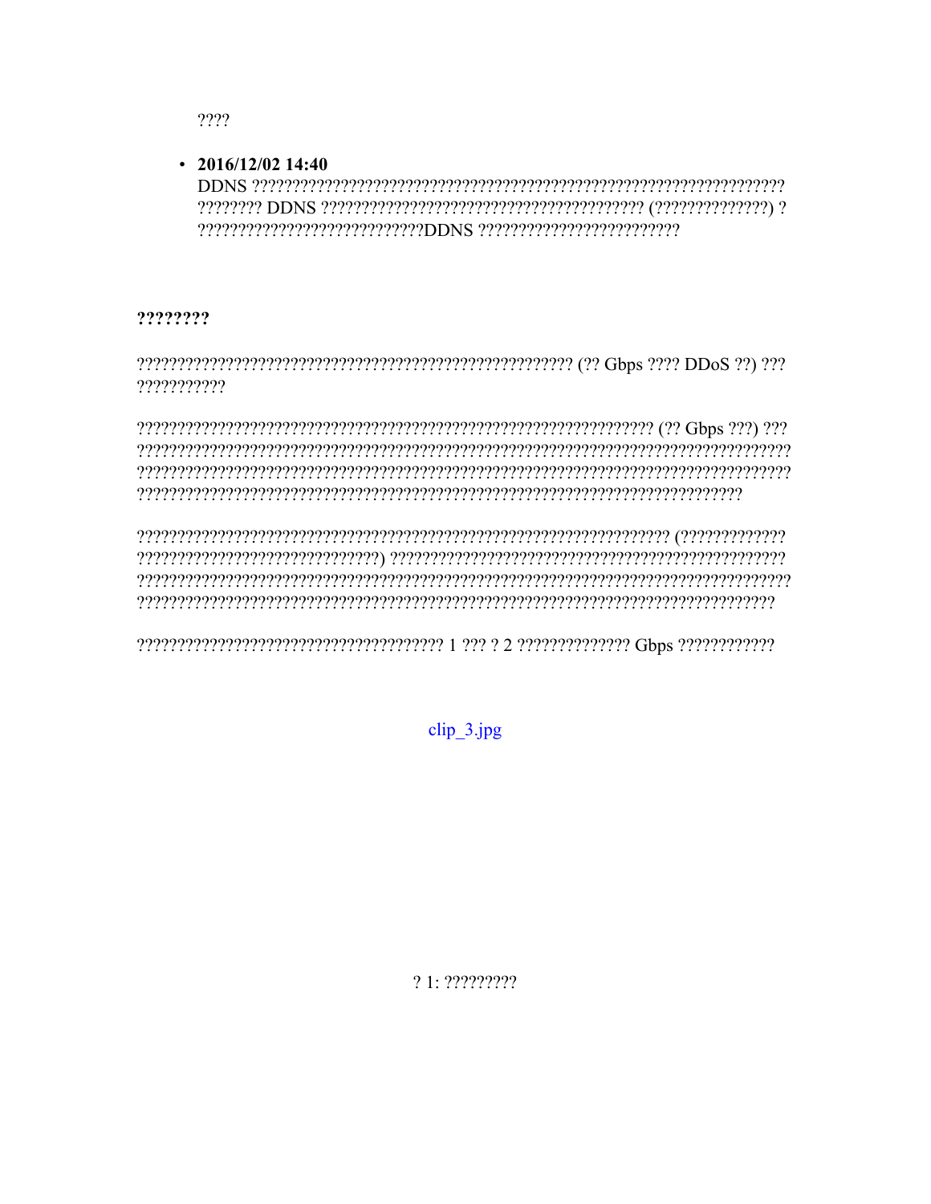????

- **2016/12/02 14:40**
  DDNS ?????????????????????????????????????????????????????????????????? ???????? DDNS ????????????????????????????????????????? (??????????????) ? ????????????????????????????DDNS ?????????????????????????

**????????**

?????????????????????????????????????????????????????? (?? Gbps ???? DDoS ??) ??? ???????????

???????????????????????????????????????????????????????????????????? (?? Gbps ???) ??? ????????????????????????????????????????????????????????????????????????????????? ????????????????????????????????????????????????????????????????????????????????? ???????????????????????????????????????????????????????????????????????????

????????????????????????????????????????????????????????????????????? (????????????? ??????????????????????????????) ?????????????????????????????????????????????????? ????????????????????????????????????????????????????????????????????????????????? ??????????????????????????????????????????????????????????????????????????????

??????????????????????????????????????? 1 ??? ? 2 ?????????????? Gbps ????????????

clip_3.jpg

? 1: ?????????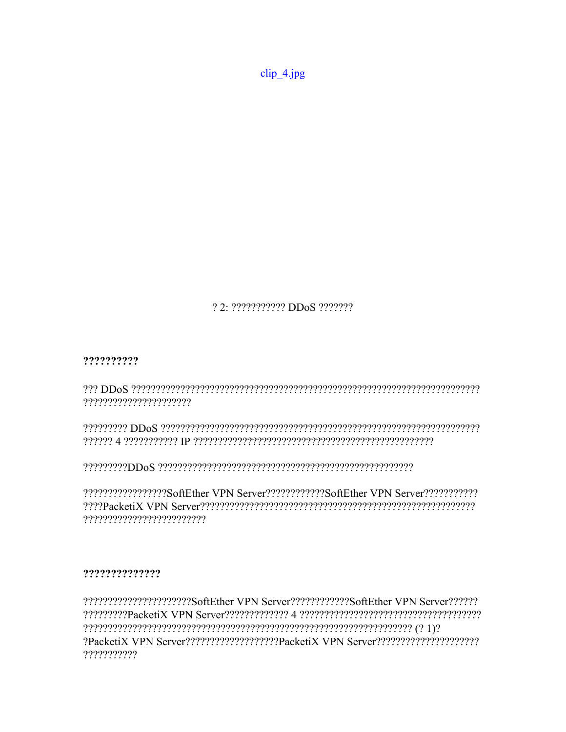clip_4.jpg

? 2: ??????????? DDoS ???????

**?????????**

??? DDoS ????????????????????????????????????????????????????????????????????? ?????????????????????

????????? DDoS ???????????????????????????????????????????????????????????????? ?????? 4 ??????????? IP ?????????????????????????????????????????????????

?????????DDoS ?????????????????????????????????????????????????????

?????????????????SoftEther VPN Server????????????SoftEther VPN Server??????????? ????PacketiX VPN Server???????????????????????????????????????????????????????? ?????????????????????????

**??????????????**

?????????????????????SoftEther VPN Server????????????SoftEther VPN Server?????? ?????????PacketiX VPN Server????????????? 4 ???????????????????????????????????? ????????????????????????????????????????????????????????????????? (? 1)? ?PacketiX VPN Server??????????????????PacketiX VPN Server???????????????????? ???????????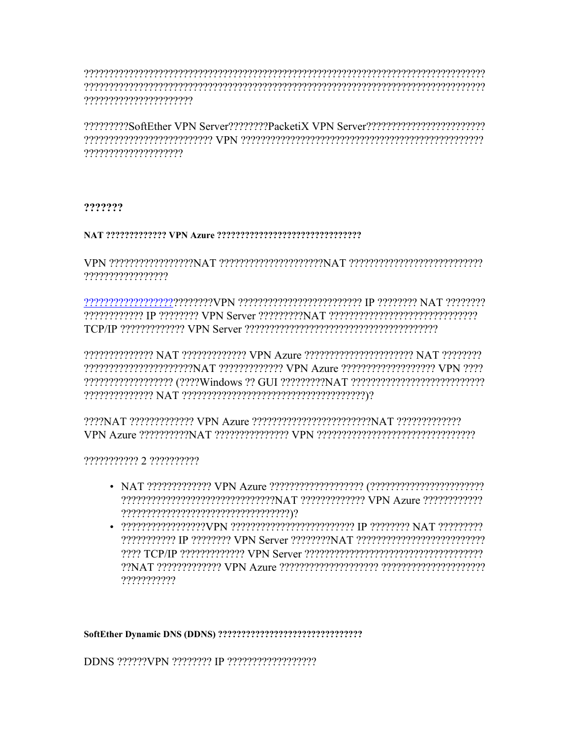??????????????????????????????????????????????????????????????????????????????????????????????????????????????????????????????????????????????????????????????????????????????????????

?????????SoftEther VPN Server????????PacketiX VPN Server????????????????????????????????????????????????????? VPN ??????????????????????????????????????????????????????????????????

## ???????

### NAT ????????????? VPN Azure ???????????????????????????????

VPN ?????????????????NAT ????????????????????NAT ???????????????????????????????????????????

?????????????????????????VPN ????????????????????????? IP ???????? NAT ???????????????????? IP ???????? VPN Server ?????????NAT ????????????????????????????? TCP/IP ????????????? VPN Server ???????????????????????????????????????

?????????????? NAT ????????????? VPN Azure ?????????????????????? NAT ??????????????????????????????NAT ????????????? VPN Azure ?????????????????? VPN ?????????????????????? (????Windows ?? GUI ?????????NAT ?????????????????????????????????????????? NAT ????????????????????????????????????)?

????NAT ????????????? VPN Azure ????????????????????????NAT ????????????? VPN Azure ??????????NAT ??????????????? VPN ????????????????????????????????

??????????? 2 ??????????

- NAT ????????????? VPN Azure ??????????????????? (?????????????????????????????????????????????????????????????NAT ????????????? VPN Azure ?????????????????????????????????????????????)?
- ?????????????????VPN ????????????????????????? IP ???????? NAT ?????????????????????? IP ???????? VPN Server ????????NAT ?????????????????????????????? TCP/IP ????????????? VPN Server ???????????????????????????????????????NAT ????????????? VPN Azure ??????????????????? ??????????????????????????????

### SoftEther Dynamic DNS (DDNS) ???????????????????????????????

DDNS ??????VPN ???????? IP ?????????????????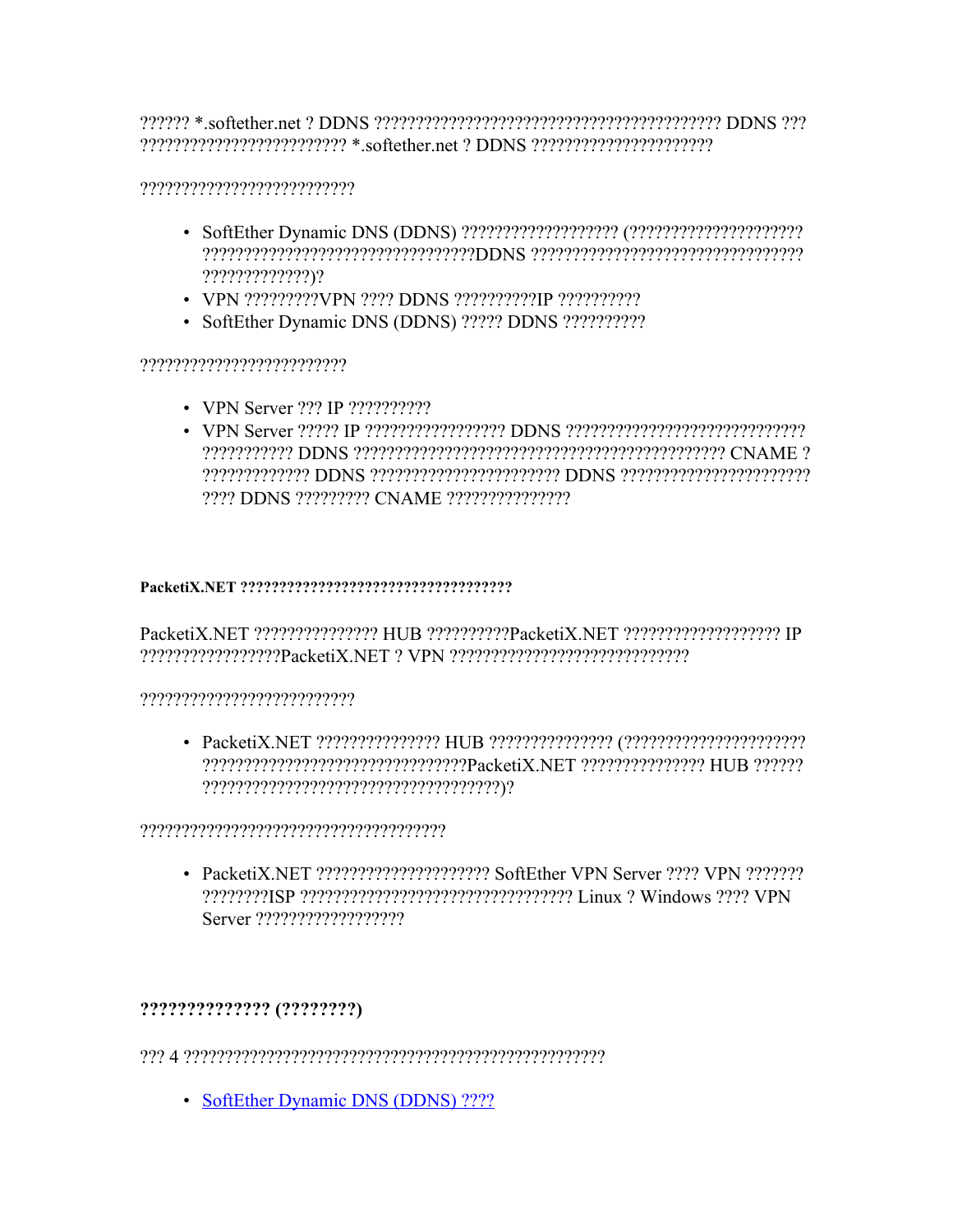?????? *.softether.net ? DDNS ????????????????????????????????????????? DDNS ??? ??????????????????????? *.softether.net ? DDNS ?????????????????????

????????????????????????

- SoftEther Dynamic DNS (DDNS) ????????????????? (??????????????????? ?????????????????????????????????DDNS ??????????????????????????????? ?????????????)?
- VPN ?????????VPN ???? DDNS ??????????IP ??????????
- SoftEther Dynamic DNS (DDNS) ????? DDNS ??????????

????????????????????????

- VPN Server ??? IP ??????????
- VPN Server ????? IP ????????????????? DDNS ??????????????????????????? ??????????? DDNS ???????????????????????????????????????????? CNAME ? ????????????? DDNS ?????????????????????? DDNS ?????????????????????? ???? DDNS ????????? CNAME ??????????????

**PacketiX.NET ????????????????????????????????????**

PacketiX.NET ??????????????? HUB ??????????PacketiX.NET ??????????????????? IP ?????????????????PacketiX.NET ? VPN ?????????????????????????????

?????????????????????????

- PacketiX.NET ??????????????? HUB ??????????????? (????????????????????? ???????????????????????????????PacketiX.NET ??????????????? HUB ?????? ???????????????????????????????????)?

?????????????????????????????????????

- PacketiX.NET ????????????????????? SoftEther VPN Server ???? VPN ??????? ????????ISP ?????????????????????????????????? Linux ? Windows ???? VPN Server ??????????????????

**?????????????? (????????)**

??? 4 ??????????????????????????????????????????????????

- [SoftEther Dynamic DNS (DDNS) ????]()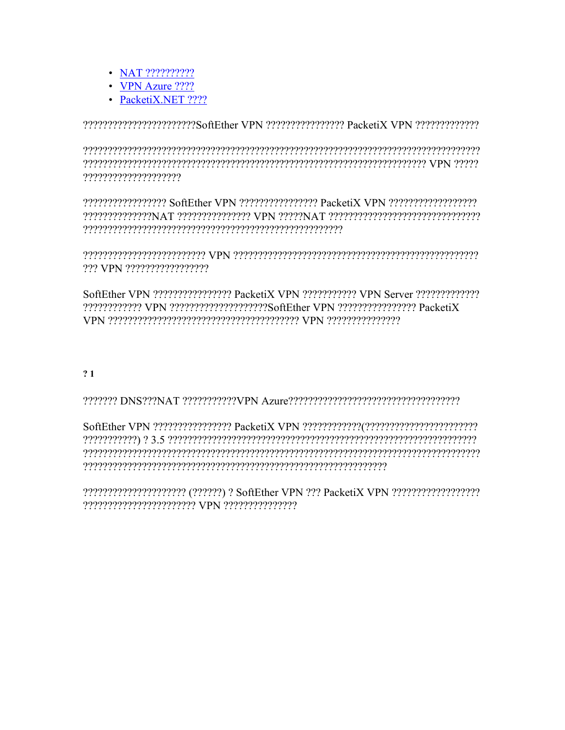- NAT ?????????
- VPN Azure ????
- PacketiX.NET ????

??????????????????????SoftEther VPN ???????????????? PacketiX VPN ?????????????

???????????????????????????????????????????????????????????????????????????????????????????????????????????????????????????????????????????????????????? VPN ????? ????????????????????

????????????????? SoftEther VPN ???????????????? PacketiX VPN ????????????????? ??????????????NAT ??????????????? VPN ?????NAT ?????????????????????????????? ?????????????????????????????????????????????????????

???????????????????????? VPN ???????????????????????????????????????????????? ??? VPN ?????????????????

SoftEther VPN ???????????????? PacketiX VPN ??????????? VPN Server ????????????? ???????????? VPN ????????????????????SoftEther VPN ???????????????? PacketiX VPN ???????????????????????????????????????? VPN ???????????????

**? 1**

??????? DNS???NAT ???????????VPN Azure???????????????????????????????????

SoftEther VPN ???????????????? PacketiX VPN ????????????(??????????????????????? ???????????) ? 3.5 ???????????????????????????????????????????????????????????????? ??????????????????????????????????????????????????????????????????????????????? ??????????????????????????????????????????????????????????????

????????????????????? (??????) ? SoftEther VPN ??? PacketiX VPN ?????????????????? ??????????????????????? VPN ???????????????